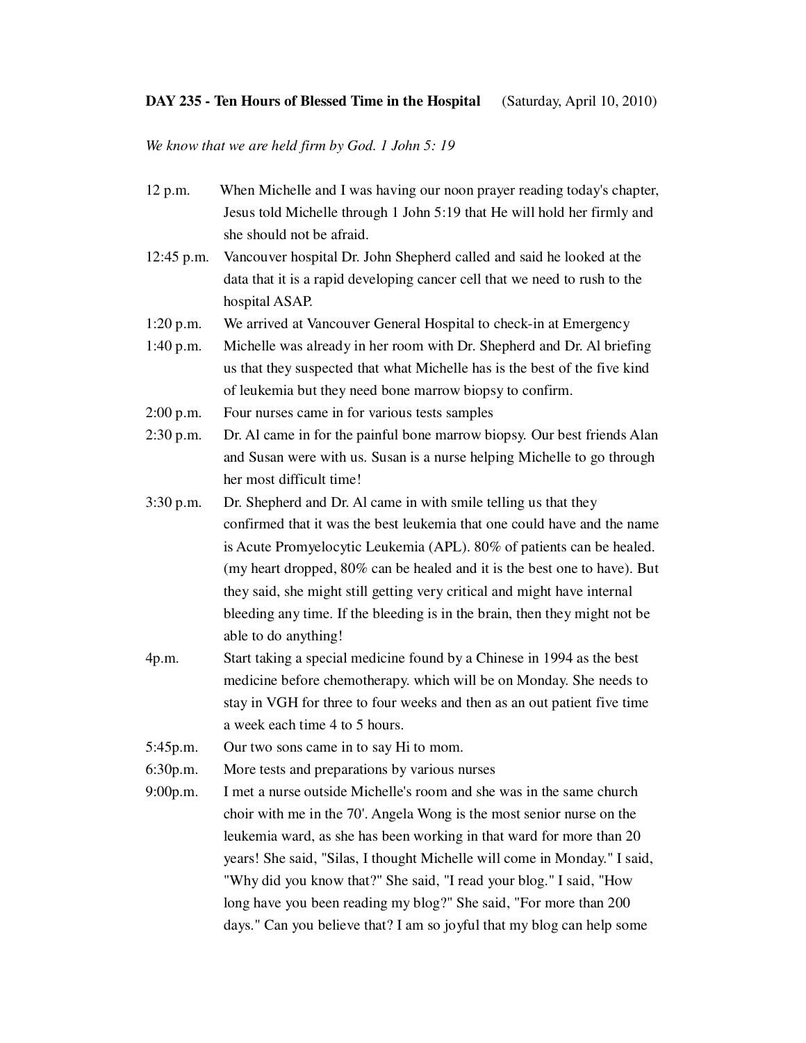**DAY 235 - Ten Hours of Blessed Time in the Hospital** (Saturday, April 10, 2010)

*We know that we are held firm by God. 1 John 5: 19*

12 p.m. When Michelle and I was having our noon prayer reading today's chapter, Jesus told Michelle through 1 John 5:19 that He will hold her firmly and she should not be afraid.

12:45 p.m. Vancouver hospital Dr. John Shepherd called and said he looked at the data that it is a rapid developing cancer cell that we need to rush to the hospital ASAP.

1:20 p.m. We arrived at Vancouver General Hospital to check-in at Emergency

1:40 p.m. Michelle was already in her room with Dr. Shepherd and Dr. Al briefing us that they suspected that what Michelle has is the best of the five kind of leukemia but they need bone marrow biopsy to confirm.

2:00 p.m. Four nurses came in for various tests samples

2:30 p.m. Dr. Al came in for the painful bone marrow biopsy. Our best friends Alan and Susan were with us. Susan is a nurse helping Michelle to go through her most difficult time!

3:30 p.m. Dr. Shepherd and Dr. Al came in with smile telling us that they confirmed that it was the best leukemia that one could have and the name is Acute Promyelocytic Leukemia (APL). 80% of patients can be healed. (my heart dropped, 80% can be healed and it is the best one to have). But they said, she might still getting very critical and might have internal bleeding any time. If the bleeding is in the brain, then they might not be able to do anything!

4p.m. Start taking a special medicine found by a Chinese in 1994 as the best medicine before chemotherapy. which will be on Monday. She needs to stay in VGH for three to four weeks and then as an out patient five time a week each time 4 to 5 hours.

5:45p.m. Our two sons came in to say Hi to mom.

6:30p.m. More tests and preparations by various nurses

9:00p.m. I met a nurse outside Michelle's room and she was in the same church choir with me in the 70'. Angela Wong is the most senior nurse on the leukemia ward, as she has been working in that ward for more than 20 years! She said, "Silas, I thought Michelle will come in Monday." I said, "Why did you know that?" She said, "I read your blog." I said, "How long have you been reading my blog?" She said, "For more than 200 days." Can you believe that? I am so joyful that my blog can help some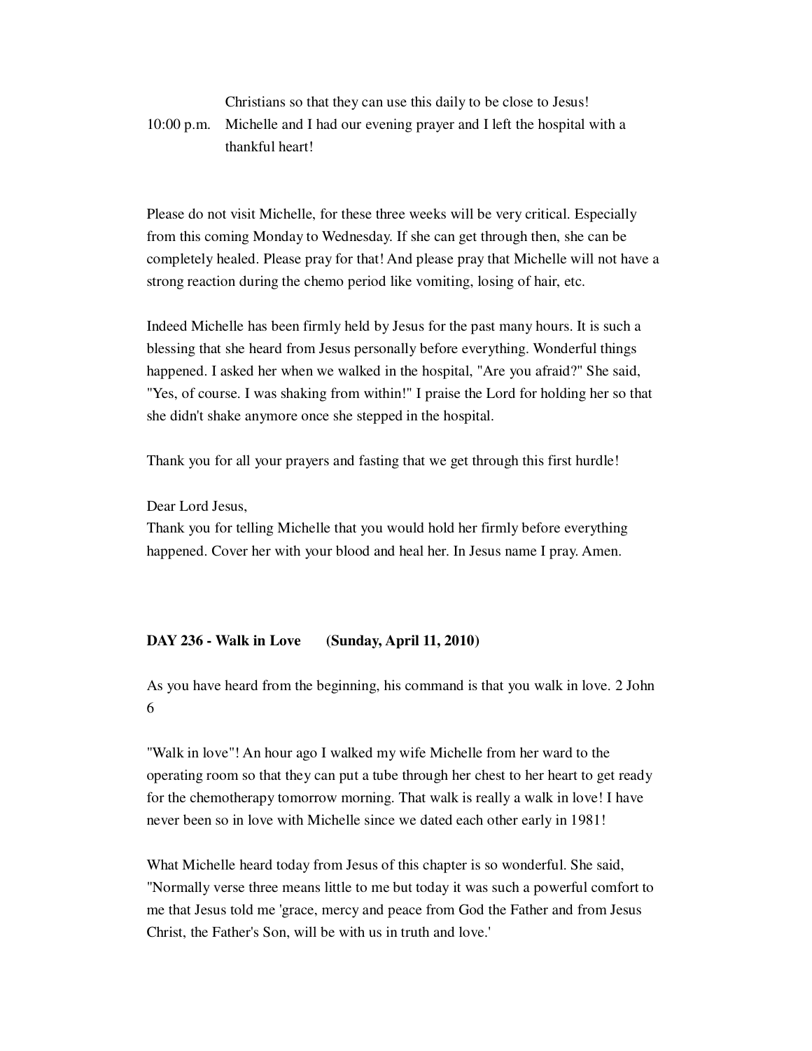Christians so that they can use this daily to be close to Jesus!

10:00 p.m. Michelle and I had our evening prayer and I left the hospital with a thankful heart!

Please do not visit Michelle, for these three weeks will be very critical. Especially from this coming Monday to Wednesday. If she can get through then, she can be completely healed. Please pray for that! And please pray that Michelle will not have a strong reaction during the chemo period like vomiting, losing of hair, etc.

Indeed Michelle has been firmly held by Jesus for the past many hours. It is such a blessing that she heard from Jesus personally before everything. Wonderful things happened. I asked her when we walked in the hospital, "Are you afraid?" She said, "Yes, of course. I was shaking from within!" I praise the Lord for holding her so that she didn't shake anymore once she stepped in the hospital.

Thank you for all your prayers and fasting that we get through this first hurdle!

Dear Lord Jesus,
Thank you for telling Michelle that you would hold her firmly before everything happened. Cover her with your blood and heal her. In Jesus name I pray. Amen.

**DAY 236 - Walk in Love (Sunday, April 11, 2010)**

As you have heard from the beginning, his command is that you walk in love. 2 John 6

"Walk in love"! An hour ago I walked my wife Michelle from her ward to the operating room so that they can put a tube through her chest to her heart to get ready for the chemotherapy tomorrow morning. That walk is really a walk in love! I have never been so in love with Michelle since we dated each other early in 1981!

What Michelle heard today from Jesus of this chapter is so wonderful. She said, "Normally verse three means little to me but today it was such a powerful comfort to me that Jesus told me 'grace, mercy and peace from God the Father and from Jesus Christ, the Father's Son, will be with us in truth and love.'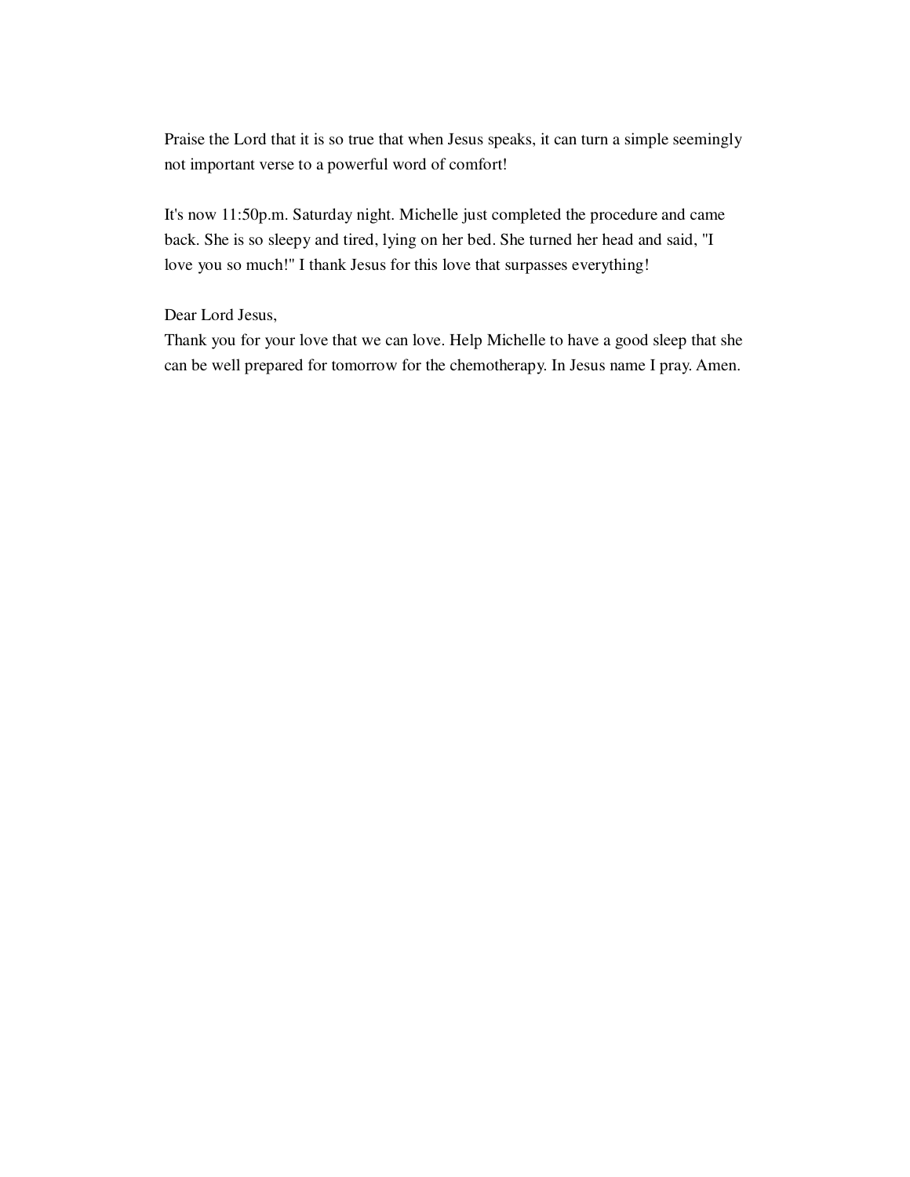Praise the Lord that it is so true that when Jesus speaks, it can turn a simple seemingly not important verse to a powerful word of comfort!

It's now 11:50p.m. Saturday night. Michelle just completed the procedure and came back. She is so sleepy and tired, lying on her bed. She turned her head and said, "I love you so much!" I thank Jesus for this love that surpasses everything!

Dear Lord Jesus,
Thank you for your love that we can love. Help Michelle to have a good sleep that she can be well prepared for tomorrow for the chemotherapy. In Jesus name I pray. Amen.